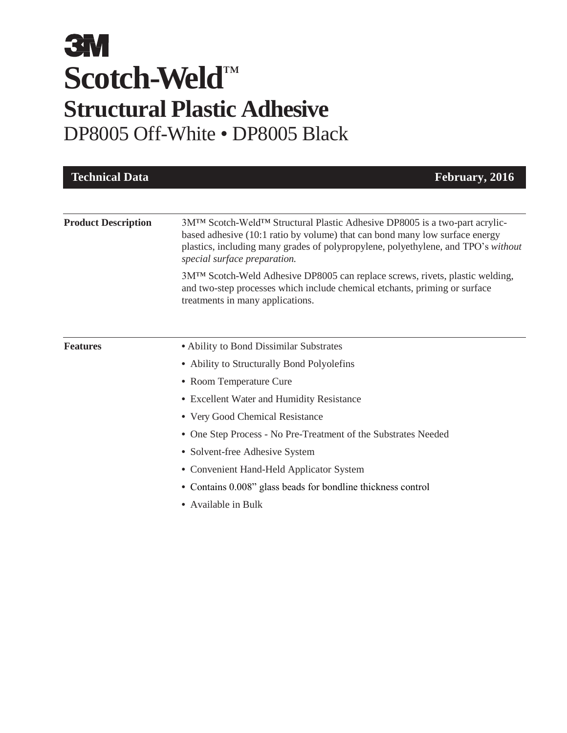# 3M

# Scotch-Weld™

## Structural Plastic Adhesive

DP8005 Off-White • DP8005 Black

**Technical Data** **February, 2016**

| | |
|---|---|
| **Product Description** | 3M™ Scotch-Weld™ Structural Plastic Adhesive DP8005 is a two-part acrylic-based adhesive (10:1 ratio by volume) that can bond many low surface energy plastics, including many grades of polypropylene, polyethylene, and TPO's *without special surface preparation.*<br><br>3M™ Scotch-Weld Adhesive DP8005 can replace screws, rivets, plastic welding, and two-step processes which include chemical etchants, priming or surface treatments in many applications. |

**Features**

- Ability to Bond Dissimilar Substrates
- Ability to Structurally Bond Polyolefins
- Room Temperature Cure
- Excellent Water and Humidity Resistance
- Very Good Chemical Resistance
- One Step Process - No Pre-Treatment of the Substrates Needed
- Solvent-free Adhesive System
- Convenient Hand-Held Applicator System
- Contains 0.008" glass beads for bondline thickness control
- Available in Bulk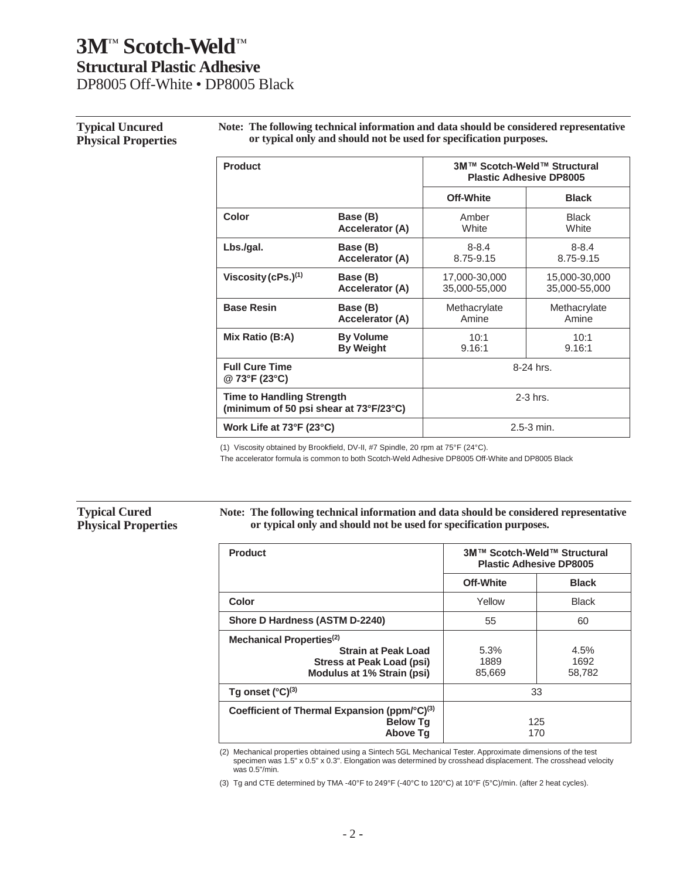# 3M™ Scotch-Weld™
## Structural Plastic Adhesive
DP8005 Off-White • DP8005 Black

### Typical Uncured Physical Properties

**Note: The following technical information and data should be considered representative or typical only and should not be used for specification purposes.**

| Product | | 3M™ Scotch-Weld™ Structural Plastic Adhesive DP8005 | |
|---|---|---|---|
| | | **Off-White** | **Black** |
| **Color** | **Base (B)**<br>**Accelerator (A)** | Amber<br>White | Black<br>White |
| **Lbs./gal.** | **Base (B)**<br>**Accelerator (A)** | 8-8.4<br>8.75-9.15 | 8-8.4<br>8.75-9.15 |
| **Viscosity (cPs.)(1)** | **Base (B)**<br>**Accelerator (A)** | 17,000-30,000<br>35,000-55,000 | 15,000-30,000<br>35,000-55,000 |
| **Base Resin** | **Base (B)**<br>**Accelerator (A)** | Methacrylate<br>Amine | Methacrylate<br>Amine |
| **Mix Ratio (B:A)** | **By Volume**<br>**By Weight** | 10:1<br>9.16:1 | 10:1<br>9.16:1 |
| **Full Cure Time @ 73°F (23°C)** | | 8-24 hrs. | |
| **Time to Handling Strength (minimum of 50 psi shear at 73°F/23°C)** | | 2-3 hrs. | |
| **Work Life at 73°F (23°C)** | | 2.5-3 min. | |

(1) Viscosity obtained by Brookfield, DV-II, #7 Spindle, 20 rpm at 75°F (24°C).

The accelerator formula is common to both Scotch-Weld Adhesive DP8005 Off-White and DP8005 Black

### Typical Cured Physical Properties

**Note: The following technical information and data should be considered representative or typical only and should not be used for specification purposes.**

| Product | 3M™ Scotch-Weld™ Structural Plastic Adhesive DP8005 | |
|---|---|---|
| | **Off-White** | **Black** |
| **Color** | Yellow | Black |
| **Shore D Hardness (ASTM D-2240)** | 55 | 60 |
| **Mechanical Properties(2)**<br>**Strain at Peak Load**<br>**Stress at Peak Load (psi)**<br>**Modulus at 1% Strain (psi)** | <br>5.3%<br>1889<br>85,669 | <br>4.5%<br>1692<br>58,782 |
| **Tg onset (°C)(3)** | 33 | |
| **Coefficient of Thermal Expansion (ppm/°C)(3)**<br>**Below Tg**<br>**Above Tg** | <br>125<br>170 | |

(2) Mechanical properties obtained using a Sintech 5GL Mechanical Tester. Approximate dimensions of the test specimen was 1.5" x 0.5" x 0.3". Elongation was determined by crosshead displacement. The crosshead velocity was 0.5"/min.

(3) Tg and CTE determined by TMA -40°F to 249°F (-40°C to 120°C) at 10°F (5°C)/min. (after 2 heat cycles).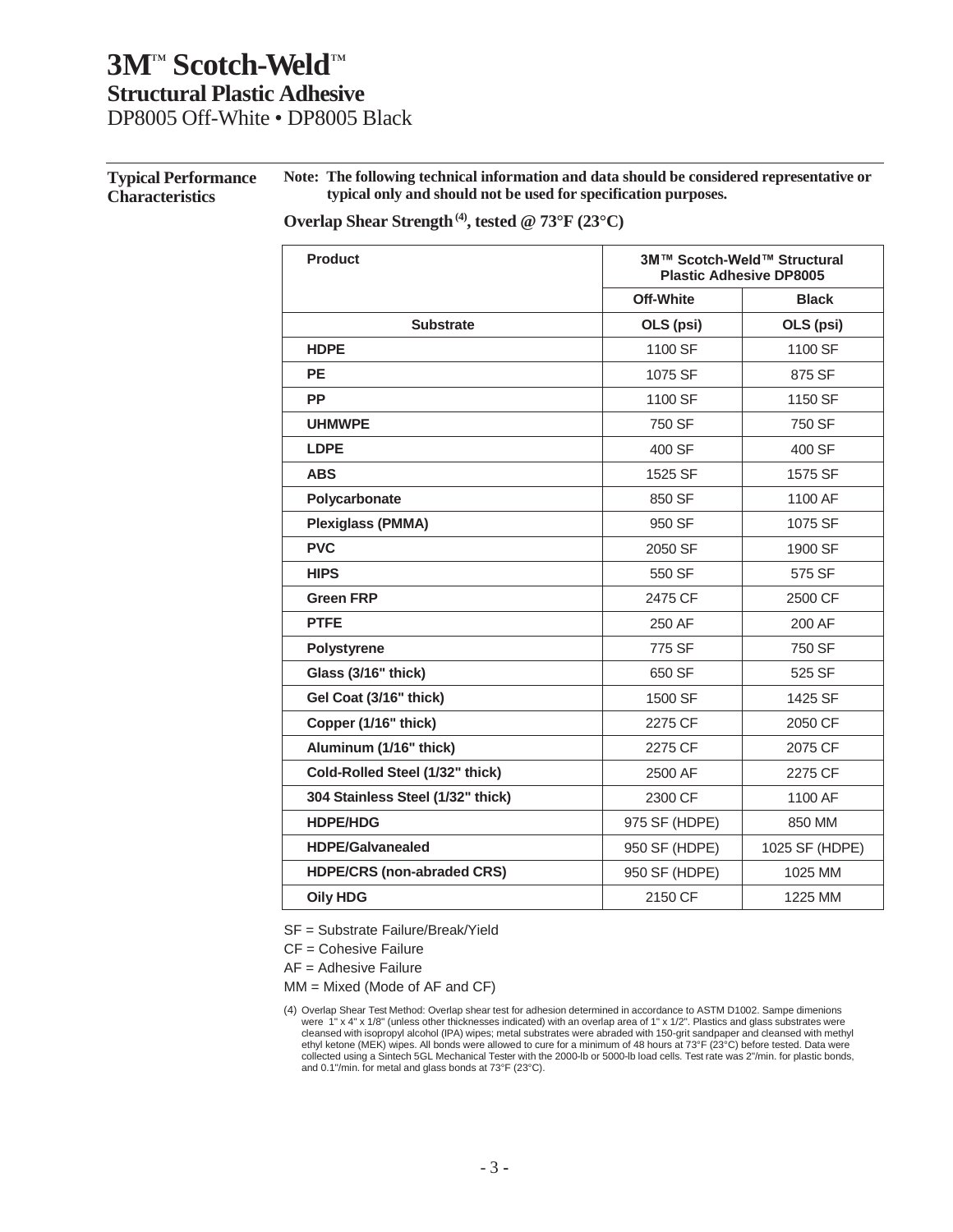# 3M™ Scotch-Weld™

## Structural Plastic Adhesive

DP8005 Off-White • DP8005 Black

## Typical Performance Characteristics

**Note: The following technical information and data should be considered representative or typical only and should not be used for specification purposes.**

### Overlap Shear Strength [4], tested @ 73°F (23°C)

| Product | 3M™ Scotch-Weld™ Structural Plastic Adhesive DP8005 | |
|---|---|---|
| | Off-White | Black |
| Substrate | OLS (psi) | OLS (psi) |
| HDPE | 1100 SF | 1100 SF |
| PE | 1075 SF | 875 SF |
| PP | 1100 SF | 1150 SF |
| UHMWPE | 750 SF | 750 SF |
| LDPE | 400 SF | 400 SF |
| ABS | 1525 SF | 1575 SF |
| Polycarbonate | 850 SF | 1100 AF |
| Plexiglass (PMMA) | 950 SF | 1075 SF |
| PVC | 2050 SF | 1900 SF |
| HIPS | 550 SF | 575 SF |
| Green FRP | 2475 CF | 2500 CF |
| PTFE | 250 AF | 200 AF |
| Polystyrene | 775 SF | 750 SF |
| Glass (3/16" thick) | 650 SF | 525 SF |
| Gel Coat (3/16" thick) | 1500 SF | 1425 SF |
| Copper (1/16" thick) | 2275 CF | 2050 CF |
| Aluminum (1/16" thick) | 2275 CF | 2075 CF |
| Cold-Rolled Steel (1/32" thick) | 2500 AF | 2275 CF |
| 304 Stainless Steel (1/32" thick) | 2300 CF | 1100 AF |
| HDPE/HDG | 975 SF (HDPE) | 850 MM |
| HDPE/Galvanealed | 950 SF (HDPE) | 1025 SF (HDPE) |
| HDPE/CRS (non-abraded CRS) | 950 SF (HDPE) | 1025 MM |
| Oily HDG | 2150 CF | 1225 MM |

SF = Substrate Failure/Break/Yield

CF = Cohesive Failure

AF = Adhesive Failure

MM = Mixed (Mode of AF and CF)

(4) Overlap Shear Test Method: Overlap shear test for adhesion determined in accordance to ASTM D1002. Sampe dimenions were 1" x 4" x 1/8" (unless other thicknesses indicated) with an overlap area of 1" x 1/2". Plastics and glass substrates were cleansed with isopropyl alcohol (IPA) wipes; metal substrates were abraded with 150-grit sandpaper and cleansed with methyl ethyl ketone (MEK) wipes. All bonds were allowed to cure for a minimum of 48 hours at 73°F (23°C) before tested. Data were collected using a Sintech 5GL Mechanical Tester with the 2000-lb or 5000-lb load cells. Test rate was 2"/min. for plastic bonds, and 0.1"/min. for metal and glass bonds at 73°F (23°C).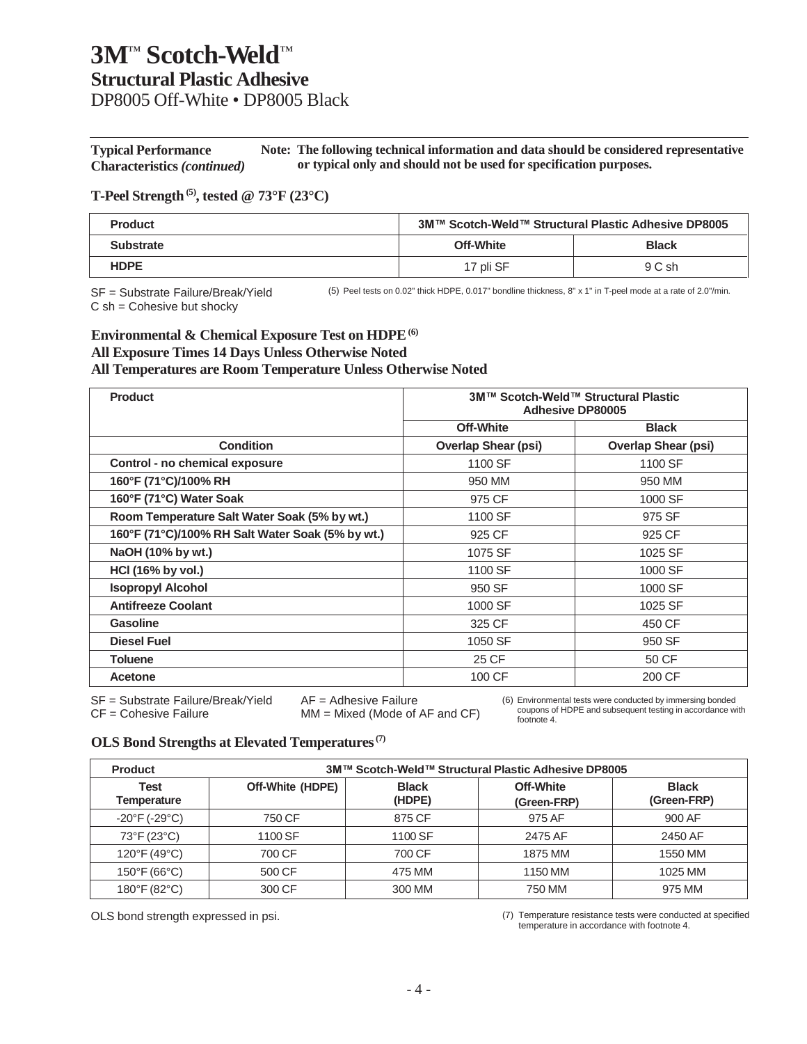# 3M™ Scotch-Weld™

## Structural Plastic Adhesive

DP8005 Off-White • DP8005 Black

**Typical Performance Characteristics *(continued)***

**Note: The following technical information and data should be considered representative or typical only and should not be used for specification purposes.**

### T-Peel Strength [5], tested @ 73°F (23°C)

| Product | 3M™ Scotch-Weld™ Structural Plastic Adhesive DP8005 | |
|---|---|---|
| **Substrate** | **Off-White** | **Black** |
| **HDPE** | 17 pli SF | 9 C sh |

SF = Substrate Failure/Break/Yield
C sh = Cohesive but shocky

(5) Peel tests on 0.02" thick HDPE, 0.017" bondline thickness, 8" x 1" in T-peel mode at a rate of 2.0"/min.

### Environmental & Chemical Exposure Test on HDPE [6]
### All Exposure Times 14 Days Unless Otherwise Noted
### All Temperatures are Room Temperature Unless Otherwise Noted

| Product | 3M™ Scotch-Weld™ Structural Plastic Adhesive DP80005 | |
|---|---|---|
| | **Off-White** | **Black** |
| **Condition** | **Overlap Shear (psi)** | **Overlap Shear (psi)** |
| **Control - no chemical exposure** | 1100 SF | 1100 SF |
| **160°F (71°C)/100% RH** | 950 MM | 950 MM |
| **160°F (71°C) Water Soak** | 975 CF | 1000 SF |
| **Room Temperature Salt Water Soak (5% by wt.)** | 1100 SF | 975 SF |
| **160°F (71°C)/100% RH Salt Water Soak (5% by wt.)** | 925 CF | 925 CF |
| **NaOH (10% by wt.)** | 1075 SF | 1025 SF |
| **HCl (16% by vol.)** | 1100 SF | 1000 SF |
| **Isopropyl Alcohol** | 950 SF | 1000 SF |
| **Antifreeze Coolant** | 1000 SF | 1025 SF |
| **Gasoline** | 325 CF | 450 CF |
| **Diesel Fuel** | 1050 SF | 950 SF |
| **Toluene** | 25 CF | 50 CF |
| **Acetone** | 100 CF | 200 CF |

SF = Substrate Failure/Break/Yield
CF = Cohesive Failure
AF = Adhesive Failure
MM = Mixed (Mode of AF and CF)

(6) Environmental tests were conducted by immersing bonded coupons of HDPE and subsequent testing in accordance with footnote 4.

### OLS Bond Strengths at Elevated Temperatures [7]

| Product | 3M™ Scotch-Weld™ Structural Plastic Adhesive DP8005 | | | |
|---|---|---|---|---|
| **Test Temperature** | **Off-White (HDPE)** | **Black (HDPE)** | **Off-White (Green-FRP)** | **Black (Green-FRP)** |
| -20°F (-29°C) | 750 CF | 875 CF | 975 AF | 900 AF |
| 73°F (23°C) | 1100 SF | 1100 SF | 2475 AF | 2450 AF |
| 120°F (49°C) | 700 CF | 700 CF | 1875 MM | 1550 MM |
| 150°F (66°C) | 500 CF | 475 MM | 1150 MM | 1025 MM |
| 180°F (82°C) | 300 CF | 300 MM | 750 MM | 975 MM |

OLS bond strength expressed in psi.

(7) Temperature resistance tests were conducted at specified temperature in accordance with footnote 4.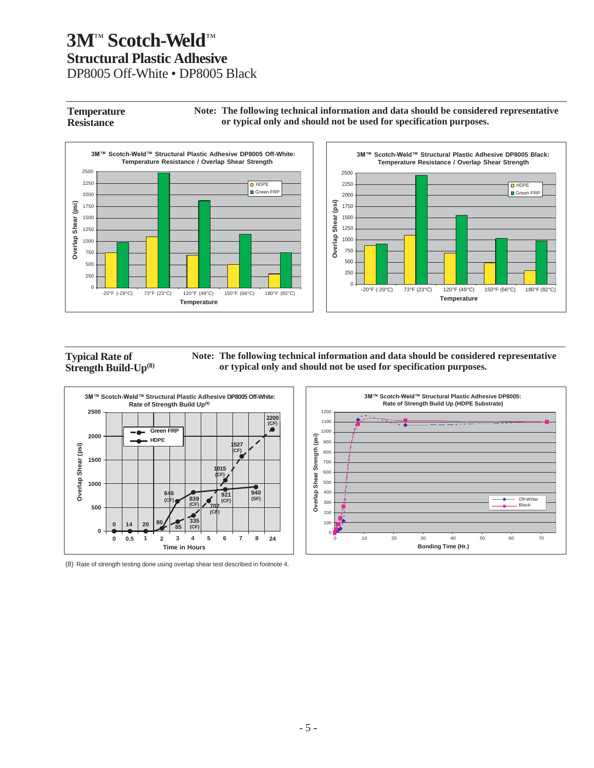# 3M™ Scotch-Weld™

## Structural Plastic Adhesive

DP8005 Off-White • DP8005 Black

---

### Temperature Resistance

**Note: The following technical information and data should be considered representative or typical only and should not be used for specification purposes.**

**3M™ Scotch-Weld™ Structural Plastic Adhesive DP8005 Off-White: Temperature Resistance / Overlap Shear Strength**

**3M™ Scotch-Weld™ Structural Plastic Adhesive DP8005 Black: Temperature Resistance / Overlap Shear Strength**

---

### Typical Rate of Strength Build-Up[8]

**Note: The following technical information and data should be considered representative or typical only and should not be used for specification purposes.**

**3M™ Scotch-Weld™ Structural Plastic Adhesive DP8005 Off-White: Rate of Strength Build Up[8]**

**3M™ Scotch-Weld™ Structural Plastic Adhesive DP8005: Rate of Strength Build Up (HDPE Substrate)**

(8) Rate of strength testing done using overlap shear test described in footnote 4.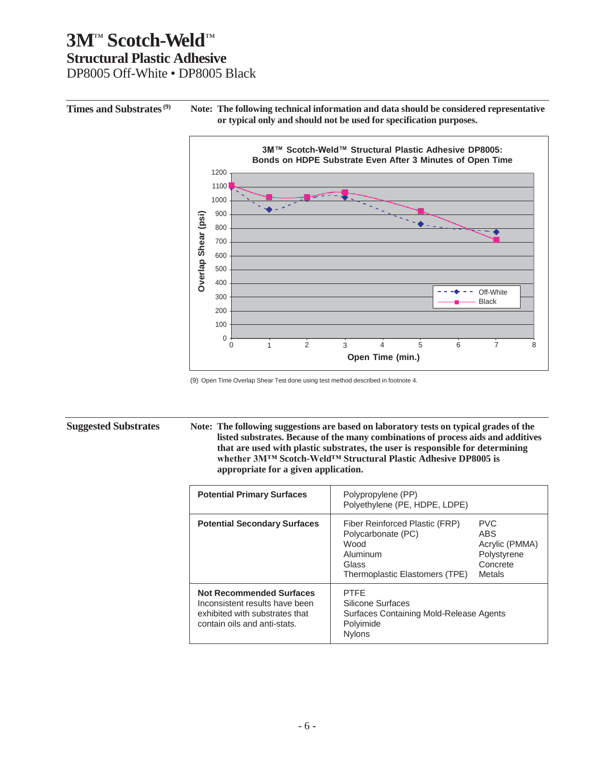# 3M™ Scotch-Weld™
## Structural Plastic Adhesive
DP8005 Off-White • DP8005 Black

### Times and Substrates [9]

**Note: The following technical information and data should be considered representative or typical only and should not be used for specification purposes.**

**3M™ Scotch-Weld™ Structural Plastic Adhesive DP8005: Bonds on HDPE Substrate Even After 3 Minutes of Open Time**

(9) Open Time Overlap Shear Test done using test method described in footnote 4.

### Suggested Substrates

**Note: The following suggestions are based on laboratory tests on typical grades of the listed substrates. Because of the many combinations of process aids and additives that are used with plastic substrates, the user is responsible for determining whether 3M™ Scotch-Weld™ Structural Plastic Adhesive DP8005 is appropriate for a given application.**

| | | |
|---|---|---|
| **Potential Primary Surfaces** | Polypropylene (PP)<br>Polyethylene (PE, HDPE, LDPE) | |
| **Potential Secondary Surfaces** | Fiber Reinforced Plastic (FRP)<br>Polycarbonate (PC)<br>Wood<br>Aluminum<br>Glass<br>Thermoplastic Elastomers (TPE) | PVC<br>ABS<br>Acrylic (PMMA)<br>Polystyrene<br>Concrete<br>Metals |
| **Not Recommended Surfaces**<br>Inconsistent results have been exhibited with substrates that contain oils and anti-stats. | PTFE<br>Silicone Surfaces<br>Surfaces Containing Mold-Release Agents<br>Polyimide<br>Nylons | |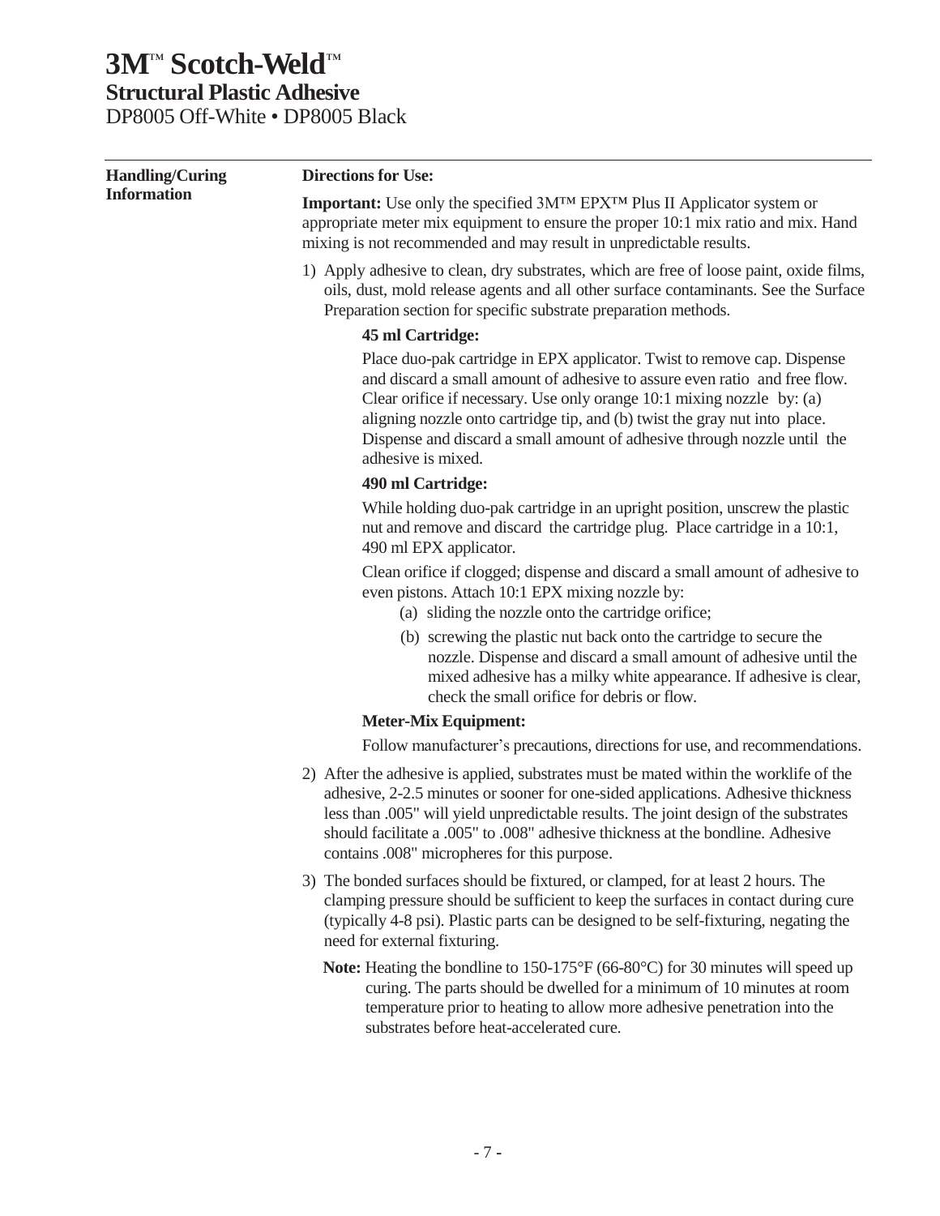# 3M™ Scotch-Weld™

## Structural Plastic Adhesive

DP8005 Off-White • DP8005 Black

**Handling/Curing Information**

**Directions for Use:**

**Important:** Use only the specified 3M™ EPX™ Plus II Applicator system or appropriate meter mix equipment to ensure the proper 10:1 mix ratio and mix. Hand mixing is not recommended and may result in unpredictable results.

1) Apply adhesive to clean, dry substrates, which are free of loose paint, oxide films, oils, dust, mold release agents and all other surface contaminants. See the Surface Preparation section for specific substrate preparation methods.

   **45 ml Cartridge:**

   Place duo-pak cartridge in EPX applicator. Twist to remove cap. Dispense and discard a small amount of adhesive to assure even ratio and free flow. Clear orifice if necessary. Use only orange 10:1 mixing nozzle by: (a) aligning nozzle onto cartridge tip, and (b) twist the gray nut into place. Dispense and discard a small amount of adhesive through nozzle until the adhesive is mixed.

   **490 ml Cartridge:**

   While holding duo-pak cartridge in an upright position, unscrew the plastic nut and remove and discard the cartridge plug. Place cartridge in a 10:1, 490 ml EPX applicator.

   Clean orifice if clogged; dispense and discard a small amount of adhesive to even pistons. Attach 10:1 EPX mixing nozzle by:

   (a) sliding the nozzle onto the cartridge orifice;

   (b) screwing the plastic nut back onto the cartridge to secure the nozzle. Dispense and discard a small amount of adhesive until the mixed adhesive has a milky white appearance. If adhesive is clear, check the small orifice for debris or flow.

   **Meter-Mix Equipment:**

   Follow manufacturer's precautions, directions for use, and recommendations.

2) After the adhesive is applied, substrates must be mated within the worklife of the adhesive, 2-2.5 minutes or sooner for one-sided applications. Adhesive thickness less than .005" will yield unpredictable results. The joint design of the substrates should facilitate a .005" to .008" adhesive thickness at the bondline. Adhesive contains .008" micropheres for this purpose.

3) The bonded surfaces should be fixtured, or clamped, for at least 2 hours. The clamping pressure should be sufficient to keep the surfaces in contact during cure (typically 4-8 psi). Plastic parts can be designed to be self-fixturing, negating the need for external fixturing.

   **Note:** Heating the bondline to 150-175°F (66-80°C) for 30 minutes will speed up curing. The parts should be dwelled for a minimum of 10 minutes at room temperature prior to heating to allow more adhesive penetration into the substrates before heat-accelerated cure.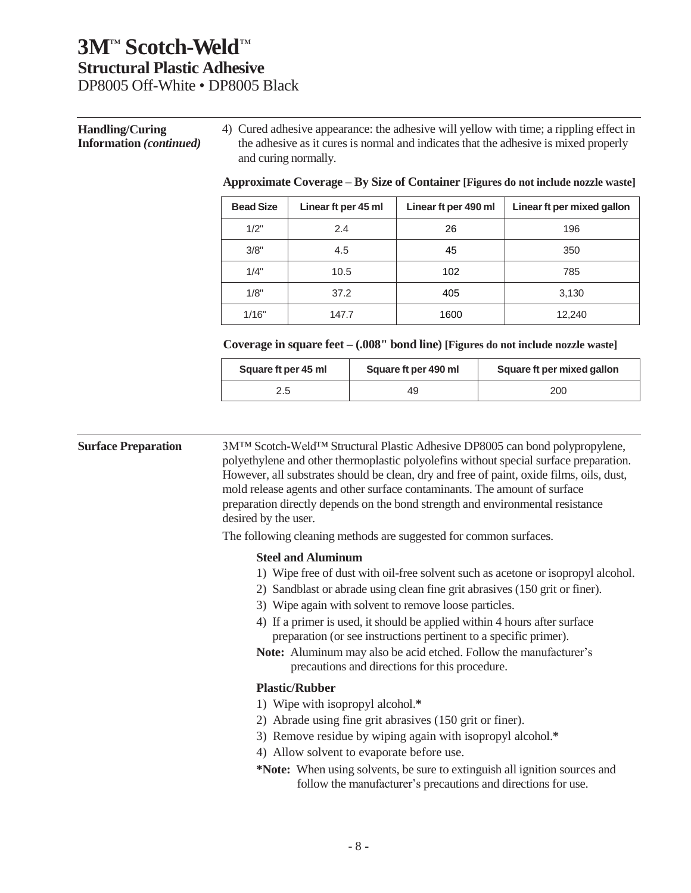**Handling/Curing Information *(continued)***

4) Cured adhesive appearance: the adhesive will yellow with time; a rippling effect in the adhesive as it cures is normal and indicates that the adhesive is mixed properly and curing normally.

**Approximate Coverage – By Size of Container [Figures do not include nozzle waste]**

| Bead Size | Linear ft per 45 ml | Linear ft per 490 ml | Linear ft per mixed gallon |
|---|---|---|---|
| 1/2" | 2.4 | 26 | 196 |
| 3/8" | 4.5 | 45 | 350 |
| 1/4" | 10.5 | 102 | 785 |
| 1/8" | 37.2 | 405 | 3,130 |
| 1/16" | 147.7 | 1600 | 12,240 |

**Coverage in square feet – (.008" bond line) [Figures do not include nozzle waste]**

| Square ft per 45 ml | Square ft per 490 ml | Square ft per mixed gallon |
|---|---|---|
| 2.5 | 49 | 200 |

**Surface Preparation**

3M™ Scotch-Weld™ Structural Plastic Adhesive DP8005 can bond polypropylene, polyethylene and other thermoplastic polyolefins without special surface preparation. However, all substrates should be clean, dry and free of paint, oxide films, oils, dust, mold release agents and other surface contaminants. The amount of surface preparation directly depends on the bond strength and environmental resistance desired by the user.

The following cleaning methods are suggested for common surfaces.

**Steel and Aluminum**

1) Wipe free of dust with oil-free solvent such as acetone or isopropyl alcohol.
2) Sandblast or abrade using clean fine grit abrasives (150 grit or finer).
3) Wipe again with solvent to remove loose particles.
4) If a primer is used, it should be applied within 4 hours after surface preparation (or see instructions pertinent to a specific primer).

**Note:** Aluminum may also be acid etched. Follow the manufacturer's precautions and directions for this procedure.

**Plastic/Rubber**

1) Wipe with isopropyl alcohol.**\***
2) Abrade using fine grit abrasives (150 grit or finer).
3) Remove residue by wiping again with isopropyl alcohol.**\***
4) Allow solvent to evaporate before use.

**\*Note:** When using solvents, be sure to extinguish all ignition sources and follow the manufacturer's precautions and directions for use.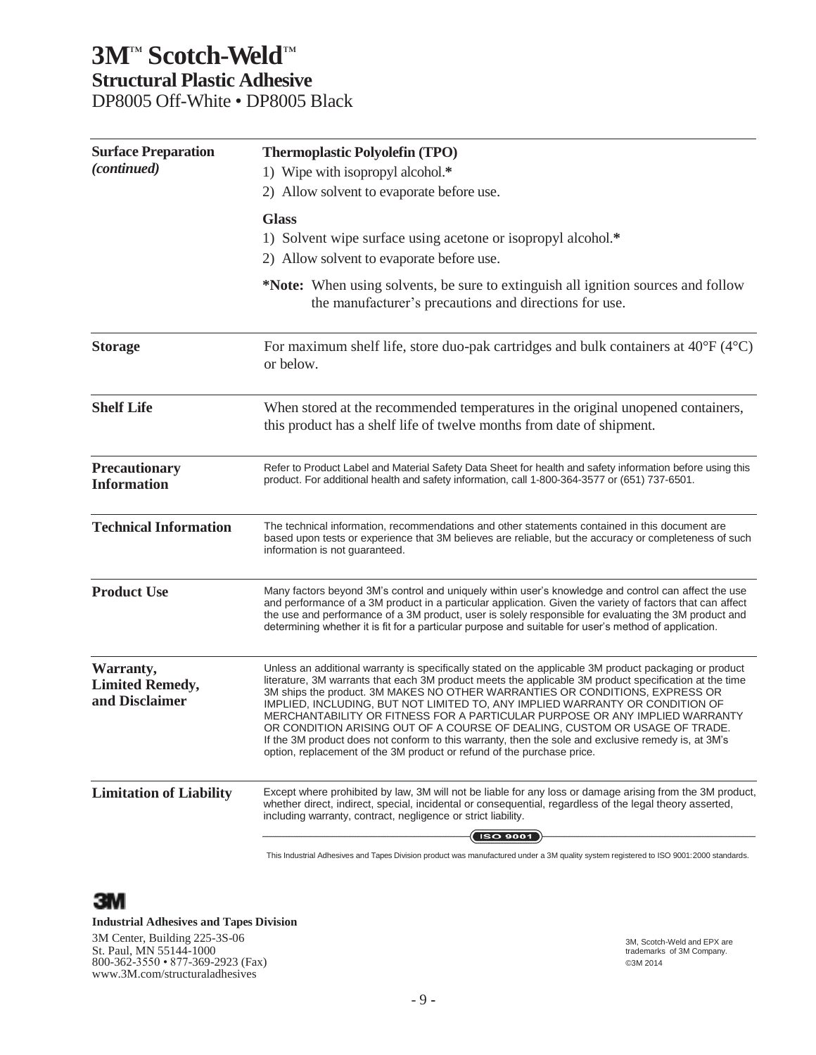# 3M™ Scotch-Weld™
## Structural Plastic Adhesive
DP8005 Off-White • DP8005 Black

**Surface Preparation *(continued)***

**Thermoplastic Polyolefin (TPO)**

1) Wipe with isopropyl alcohol.*
2) Allow solvent to evaporate before use.

**Glass**

1) Solvent wipe surface using acetone or isopropyl alcohol.*
2) Allow solvent to evaporate before use.

***Note:** When using solvents, be sure to extinguish all ignition sources and follow the manufacturer's precautions and directions for use.

**Storage**

For maximum shelf life, store duo-pak cartridges and bulk containers at 40°F (4°C) or below.

**Shelf Life**

When stored at the recommended temperatures in the original unopened containers, this product has a shelf life of twelve months from date of shipment.

**Precautionary Information**

Refer to Product Label and Material Safety Data Sheet for health and safety information before using this product. For additional health and safety information, call 1-800-364-3577 or (651) 737-6501.

**Technical Information**

The technical information, recommendations and other statements contained in this document are based upon tests or experience that 3M believes are reliable, but the accuracy or completeness of such information is not guaranteed.

**Product Use**

Many factors beyond 3M's control and uniquely within user's knowledge and control can affect the use and performance of a 3M product in a particular application. Given the variety of factors that can affect the use and performance of a 3M product, user is solely responsible for evaluating the 3M product and determining whether it is fit for a particular purpose and suitable for user's method of application.

**Warranty, Limited Remedy, and Disclaimer**

Unless an additional warranty is specifically stated on the applicable 3M product packaging or product literature, 3M warrants that each 3M product meets the applicable 3M product specification at the time 3M ships the product. 3M MAKES NO OTHER WARRANTIES OR CONDITIONS, EXPRESS OR IMPLIED, INCLUDING, BUT NOT LIMITED TO, ANY IMPLIED WARRANTY OR CONDITION OF MERCHANTABILITY OR FITNESS FOR A PARTICULAR PURPOSE OR ANY IMPLIED WARRANTY OR CONDITION ARISING OUT OF A COURSE OF DEALING, CUSTOM OR USAGE OF TRADE. If the 3M product does not conform to this warranty, then the sole and exclusive remedy is, at 3M's option, replacement of the 3M product or refund of the purchase price.

**Limitation of Liability**

Except where prohibited by law, 3M will not be liable for any loss or damage arising from the 3M product, whether direct, indirect, special, incidental or consequential, regardless of the legal theory asserted, including warranty, contract, negligence or strict liability.

ISO 9001

This Industrial Adhesives and Tapes Division product was manufactured under a 3M quality system registered to ISO 9001:2000 standards.

3M

**Industrial Adhesives and Tapes Division**

3M Center, Building 225-3S-06
St. Paul, MN 55144-1000
800-362-3550 • 877-369-2923 (Fax)
www.3M.com/structuraladhesives

3M, Scotch-Weld and EPX are trademarks of 3M Company.
©3M 2014